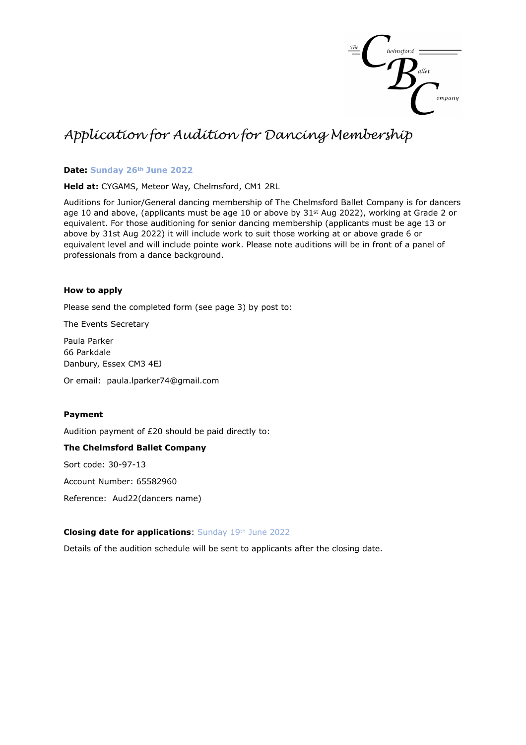The Chelmsford Ballet Company

# Application for Audition for Dancing Membership

**Date:** **Sunday 26th June 2022**

**Held at:** CYGAMS, Meteor Way, Chelmsford, CM1 2RL

Auditions for Junior/General dancing membership of The Chelmsford Ballet Company is for dancers age 10 and above, (applicants must be age 10 or above by 31st Aug 2022), working at Grade 2 or equivalent. For those auditioning for senior dancing membership (applicants must be age 13 or above by 31st Aug 2022) it will include work to suit those working at or above grade 6 or equivalent level and will include pointe work. Please note auditions will be in front of a panel of professionals from a dance background.

**How to apply**

Please send the completed form (see page 3) by post to:

The Events Secretary

Paula Parker
66 Parkdale
Danbury, Essex CM3 4EJ

Or email: paula.lparker74@gmail.com

**Payment**

Audition payment of £20 should be paid directly to:

**The Chelmsford Ballet Company**

Sort code: 30-97-13

Account Number: 65582960

Reference: Aud22(dancers name)

**Closing date for applications**: Sunday 19th June 2022

Details of the audition schedule will be sent to applicants after the closing date.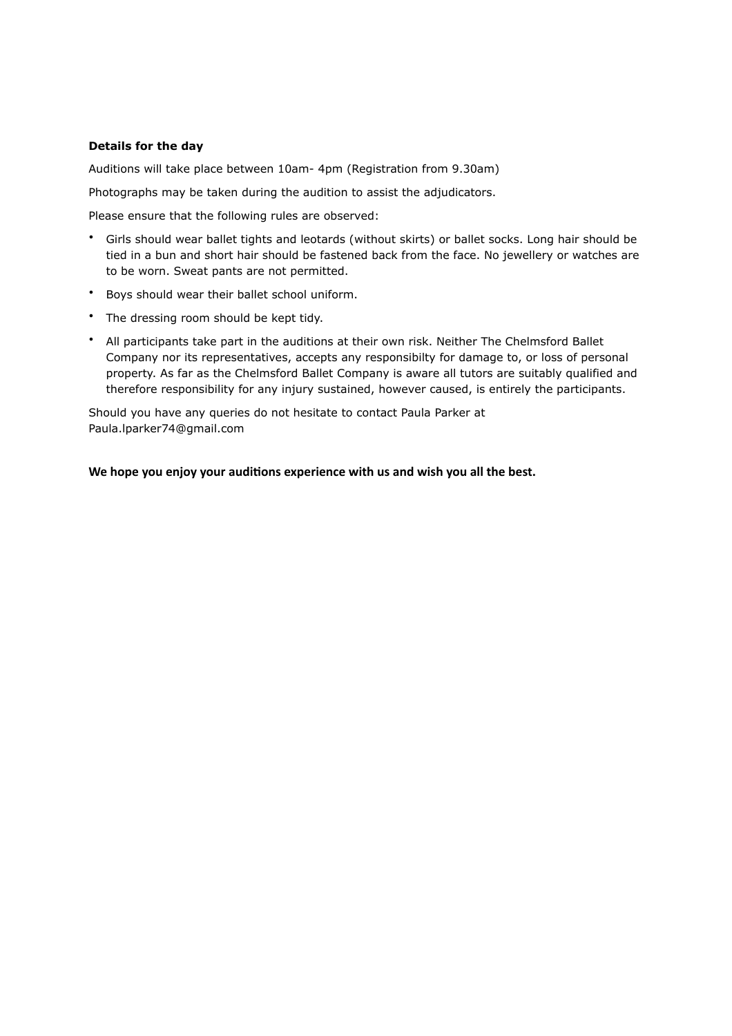**Details for the day**

Auditions will take place between 10am- 4pm (Registration from 9.30am)

Photographs may be taken during the audition to assist the adjudicators.

Please ensure that the following rules are observed:

- Girls should wear ballet tights and leotards (without skirts) or ballet socks. Long hair should be tied in a bun and short hair should be fastened back from the face. No jewellery or watches are to be worn. Sweat pants are not permitted.
- Boys should wear their ballet school uniform.
- The dressing room should be kept tidy.
- All participants take part in the auditions at their own risk. Neither The Chelmsford Ballet Company nor its representatives, accepts any responsibilty for damage to, or loss of personal property. As far as the Chelmsford Ballet Company is aware all tutors are suitably qualified and therefore responsibility for any injury sustained, however caused, is entirely the participants.

Should you have any queries do not hesitate to contact Paula Parker at Paula.lparker74@gmail.com

**We hope you enjoy your auditions experience with us and wish you all the best.**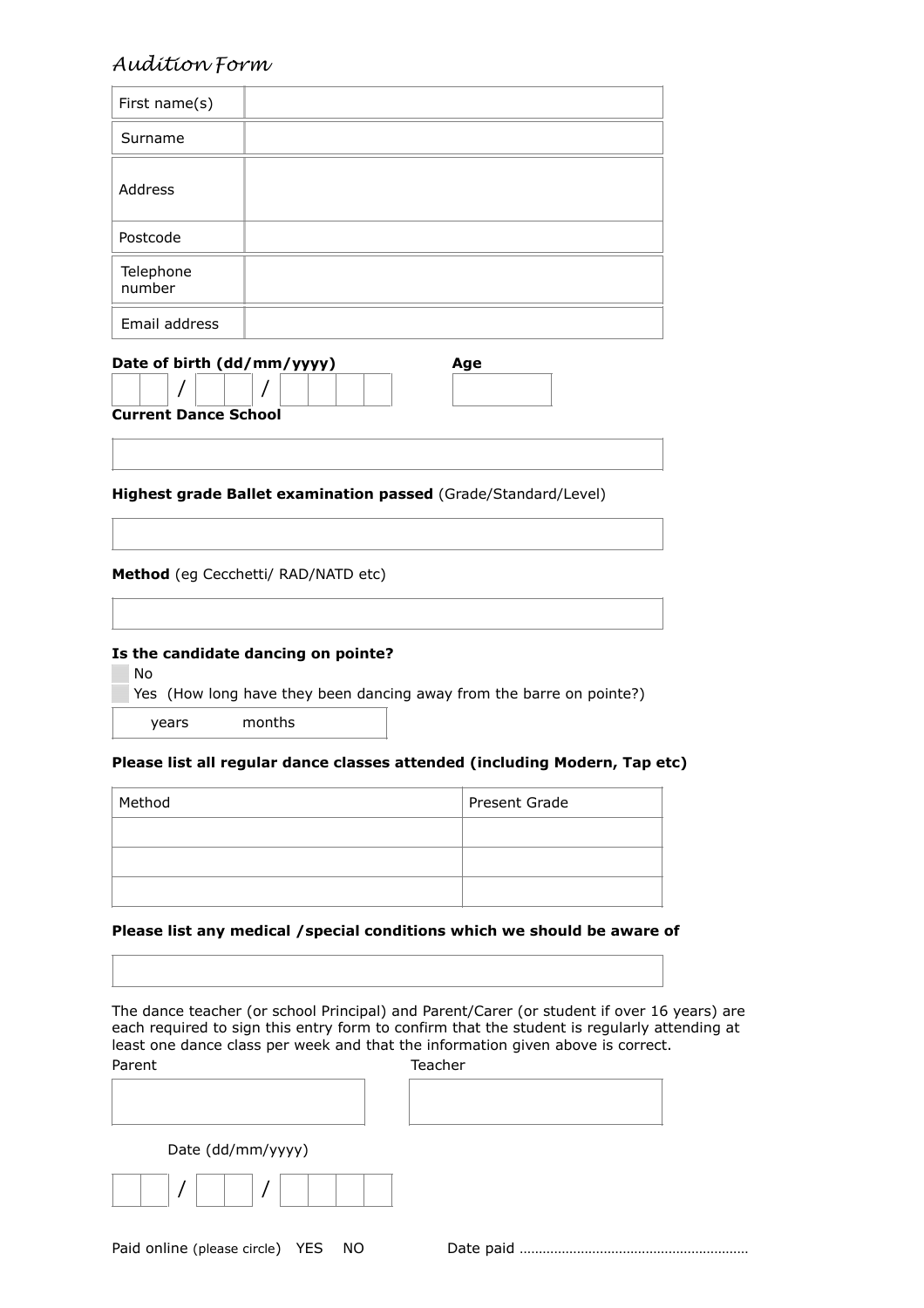# *Audition Form*

| | |
|---|---|
| First name(s) | |
| Surname | |
| Address | |
| Postcode | |
| Telephone number | |
| Email address | |

**Date of birth (dd/mm/yyyy)**

/ /

**Age**

**Current Dance School**

**Highest grade Ballet examination passed** (Grade/Standard/Level)

**Method** (eg Cecchetti/ RAD/NATD etc)

**Is the candidate dancing on pointe?**

- No
- Yes (How long have they been dancing away from the barre on pointe?)

years months

**Please list all regular dance classes attended (including Modern, Tap etc)**

| Method | Present Grade |
|---|---|
| | |
| | |
| | |

**Please list any medical /special conditions which we should be aware of**

The dance teacher (or school Principal) and Parent/Carer (or student if over 16 years) are each required to sign this entry form to confirm that the student is regularly attending at least one dance class per week and that the information given above is correct.

Parent

Teacher

Date (dd/mm/yyyy)

/ /

Paid online (please circle) YES NO

Date paid ……………………………………………………